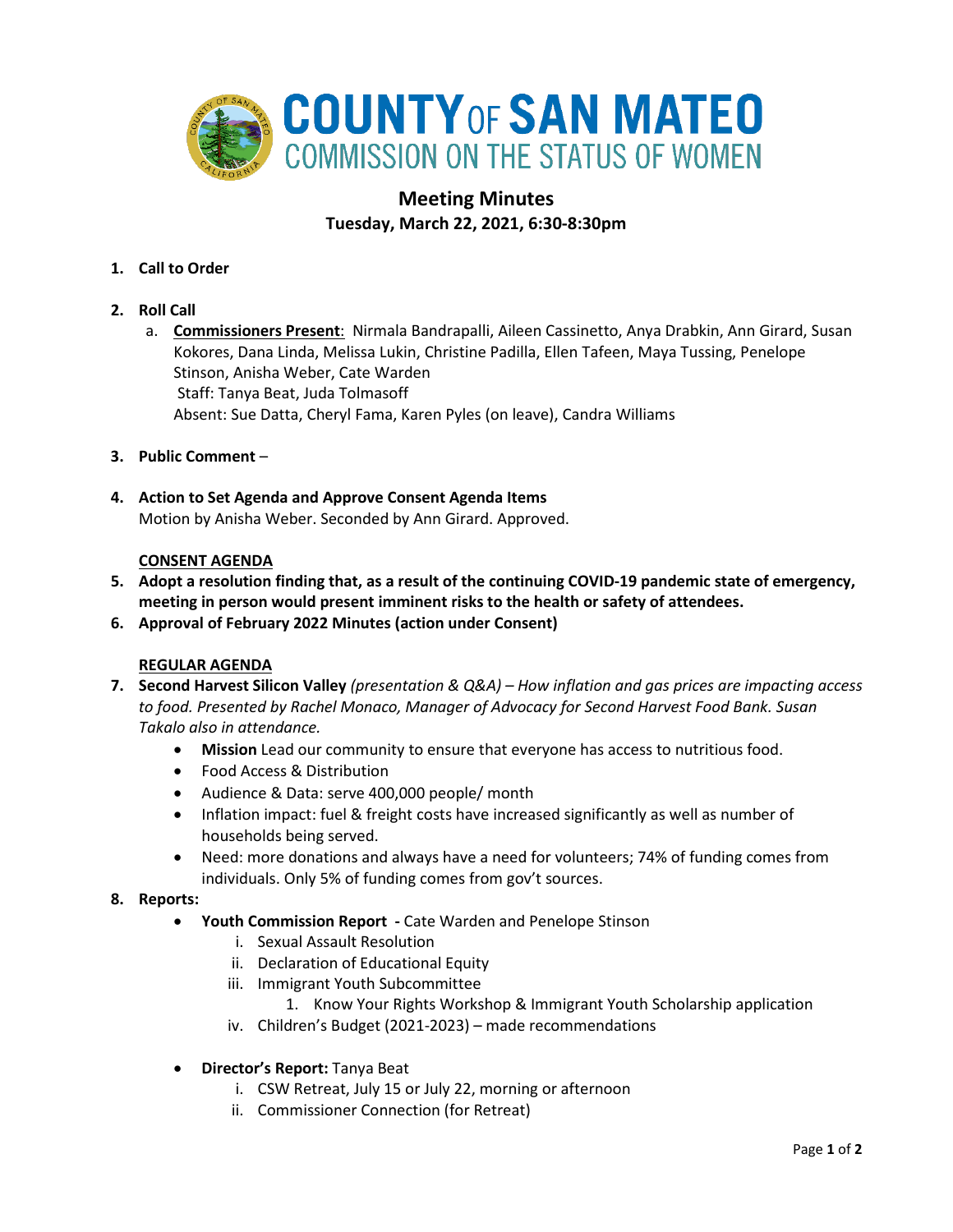# COUNTY OF SAN MATEO
## COMMISSION ON THE STATUS OF WOMEN

## Meeting Minutes
### Tuesday, March 22, 2021, 6:30-8:30pm

1. **Call to Order**

2. **Roll Call**
   a. **Commissioners Present**: Nirmala Bandrapalli, Aileen Cassinetto, Anya Drabkin, Ann Girard, Susan Kokores, Dana Linda, Melissa Lukin, Christine Padilla, Ellen Tafeen, Maya Tussing, Penelope Stinson, Anisha Weber, Cate Warden
   Staff: Tanya Beat, Juda Tolmasoff
   Absent: Sue Datta, Cheryl Fama, Karen Pyles (on leave), Candra Williams

3. **Public Comment** –

4. **Action to Set Agenda and Approve Consent Agenda Items**
   Motion by Anisha Weber. Seconded by Ann Girard. Approved.

**CONSENT AGENDA**

5. **Adopt a resolution finding that, as a result of the continuing COVID-19 pandemic state of emergency, meeting in person would present imminent risks to the health or safety of attendees.**
6. **Approval of February 2022 Minutes (action under Consent)**

**REGULAR AGENDA**

7. **Second Harvest Silicon Valley** *(presentation & Q&A) – How inflation and gas prices are impacting access to food. Presented by Rachel Monaco, Manager of Advocacy for Second Harvest Food Bank. Susan Takalo also in attendance.*
   - **Mission** Lead our community to ensure that everyone has access to nutritious food.
   - Food Access & Distribution
   - Audience & Data: serve 400,000 people/ month
   - Inflation impact: fuel & freight costs have increased significantly as well as number of households being served.
   - Need: more donations and always have a need for volunteers; 74% of funding comes from individuals. Only 5% of funding comes from gov't sources.
8. **Reports:**
   - **Youth Commission Report -** Cate Warden and Penelope Stinson
     i. Sexual Assault Resolution
     ii. Declaration of Educational Equity
     iii. Immigrant Youth Subcommittee
        1. Know Your Rights Workshop & Immigrant Youth Scholarship application
     iv. Children's Budget (2021-2023) – made recommendations

   - **Director's Report:** Tanya Beat
     i. CSW Retreat, July 15 or July 22, morning or afternoon
     ii. Commissioner Connection (for Retreat)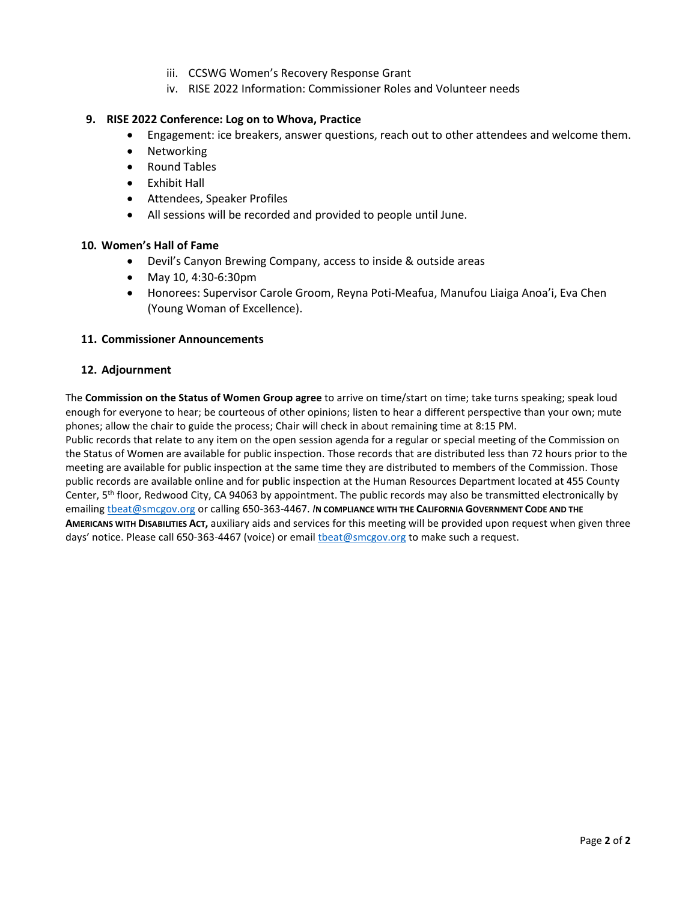iii. CCSWG Women's Recovery Response Grant
iv. RISE 2022 Information: Commissioner Roles and Volunteer needs

**9. RISE 2022 Conference: Log on to Whova, Practice**

- Engagement: ice breakers, answer questions, reach out to other attendees and welcome them.
- Networking
- Round Tables
- Exhibit Hall
- Attendees, Speaker Profiles
- All sessions will be recorded and provided to people until June.

**10. Women's Hall of Fame**

- Devil's Canyon Brewing Company, access to inside & outside areas
- May 10, 4:30-6:30pm
- Honorees: Supervisor Carole Groom, Reyna Poti-Meafua, Manufou Liaiga Anoa'i, Eva Chen (Young Woman of Excellence).

**11. Commissioner Announcements**

**12. Adjournment**

The **Commission on the Status of Women Group agree** to arrive on time/start on time; take turns speaking; speak loud enough for everyone to hear; be courteous of other opinions; listen to hear a different perspective than your own; mute phones; allow the chair to guide the process; Chair will check in about remaining time at 8:15 PM.

Public records that relate to any item on the open session agenda for a regular or special meeting of the Commission on the Status of Women are available for public inspection. Those records that are distributed less than 72 hours prior to the meeting are available for public inspection at the same time they are distributed to members of the Commission. Those public records are available online and for public inspection at the Human Resources Department located at 455 County Center, 5th floor, Redwood City, CA 94063 by appointment. The public records may also be transmitted electronically by emailing tbeat@smcgov.org or calling 650-363-4467. ***IN COMPLIANCE WITH THE CALIFORNIA GOVERNMENT CODE AND THE AMERICANS WITH DISABILITIES ACT,*** auxiliary aids and services for this meeting will be provided upon request when given three days' notice. Please call 650-363-4467 (voice) or email tbeat@smcgov.org to make such a request.